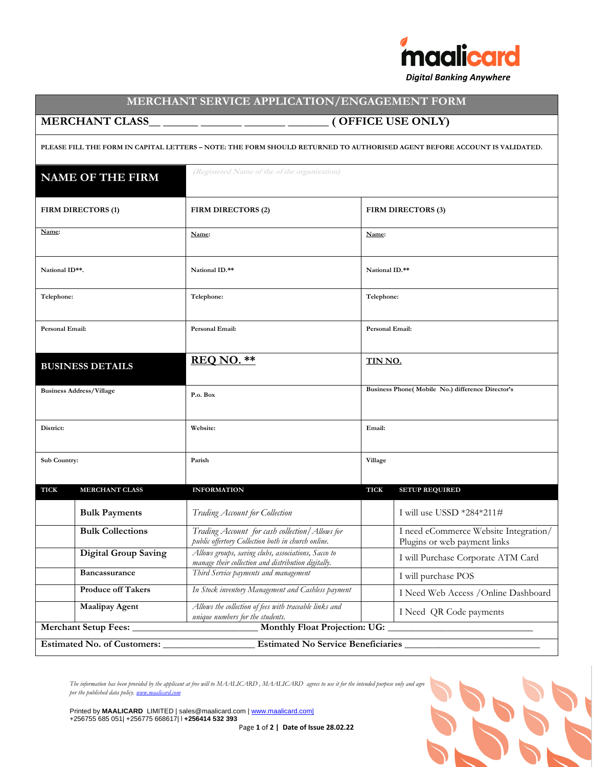maalicard
*Digital Banking Anywhere*

# MERCHANT SERVICE APPLICATION/ENGAGEMENT FORM

**MERCHANT CLASS__ ______ _______ _______ _______ ( OFFICE USE ONLY)**

**PLEASE FILL THE FORM IN CAPITAL LETTERS – NOTE: THE FORM SHOULD RETURNED TO AUTHORISED AGENT BEFORE ACCOUNT IS VALIDATED.**

| **NAME OF THE FIRM** | *(Registered Name of the of the organization)* | |
|---|---|---|
| **FIRM DIRECTORS (1)** | **FIRM DIRECTORS (2)** | **FIRM DIRECTORS (3)** |
| Name: | Name: | Name: |
| National ID**. | National ID.** | National ID.** |
| Telephone: | Telephone: | Telephone: |
| Personal Email: | Personal Email: | Personal Email: |
| **BUSINESS DETAILS** | **REQ NO. **** | **TIN NO.** |
| Business Address/Village | P.o. Box | Business Phone( Mobile No.) difference Director's |
| District: | Website: | Email: |
| Sub Country: | Parish | Village |

| TICK | MERCHANT CLASS | INFORMATION | TICK | SETUP REQUIRED |
|---|---|---|---|---|
| | **Bulk Payments** | *Trading Account for Collection* | | I will use USSD *284*211# |
| | **Bulk Collections** | *Trading Account for cash collection/Allows for public offertory Collection both in church online.* | | I need eCommerce Website Integration/ Plugins or web payment links |
| | **Digital Group Saving** | *Allows groups, saving clubs, associations, Sacco to manage their collection and distribution digitally.* | | I will Purchase Corporate ATM Card |
| | **Bancassurance** | *Third Service payments and management* | | I will purchase POS |
| | **Produce off Takers** | *In Stock inventory Management and Cashless payment* | | I Need Web Access /Online Dashboard |
| | **Maalipay Agent** | *Allows the collection of fees with traceable links and unique numbers for the students.* | | I Need QR Code payments |

**Merchant Setup Fees:** _______________________ **Monthly Float Projection: UG:** ___________________________

**Estimated No. of Customers:** _________________ **Estimated No Service Beneficiaries** _________________________

*The information has been provided by the applicant at free will to MAALICARD , MAALICARD agrees to use it for the intended purpose only and agre per the published data policy. www.maalicard.com*

Printed by **MAALICARD** LIMITED | sales@maalicard.com | www.maalicard.com|
+256755 685 051| +256775 668617| l **+256414 532 393**

**Date of Issue 28.02.22**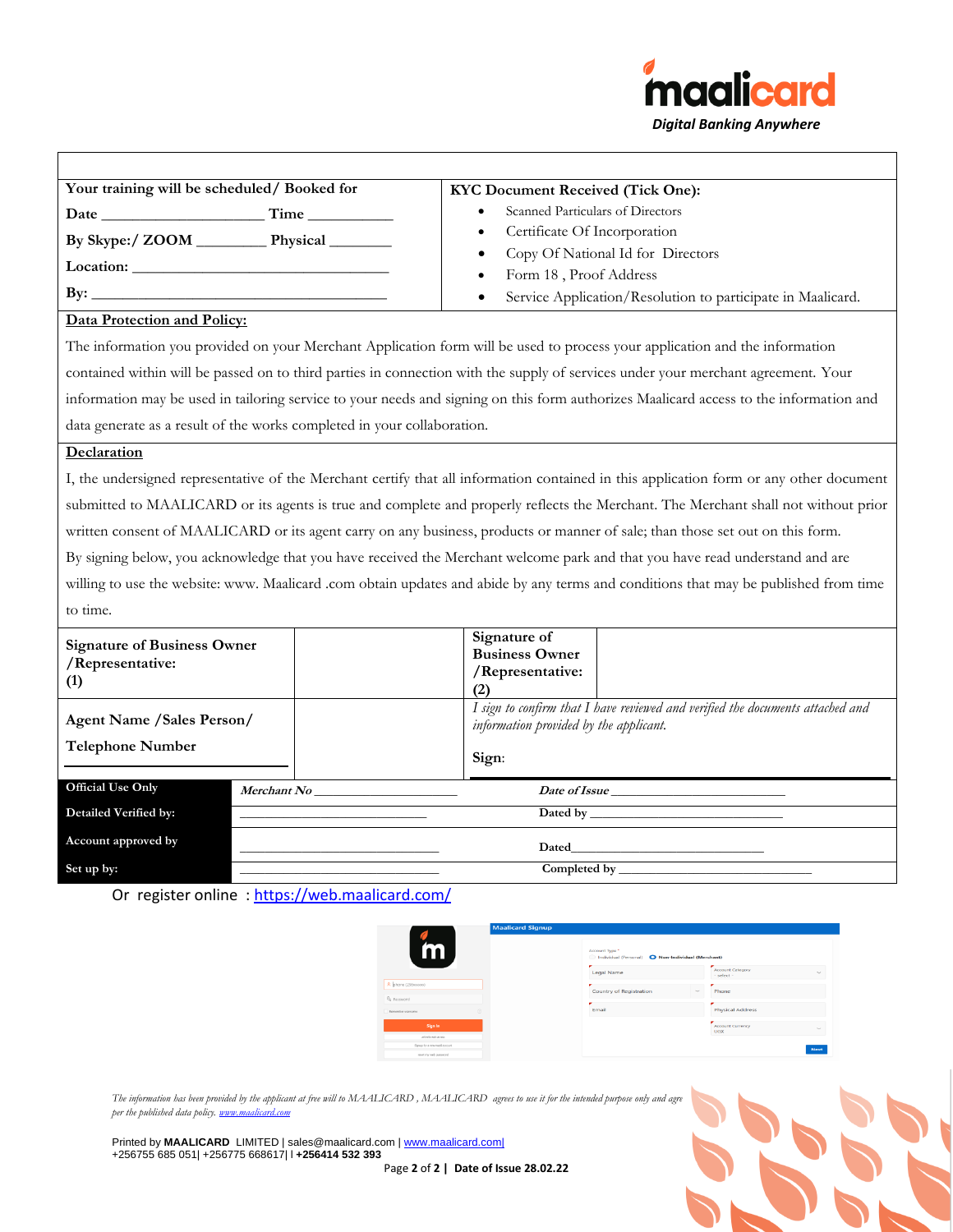maalicard
*Digital Banking Anywhere*

| | |
|---|---|
| **Your training will be scheduled/ Booked for**<br>**Date** ____________________ **Time** ___________<br>**By Skype:/ ZOOM** _________ **Physical** ________<br>**Location:** ________________________________<br>**By:** ______________________________________ | **KYC Document Received (Tick One):**<br>• Scanned Particulars of Directors<br>• Certificate Of Incorporation<br>• Copy Of National Id for Directors<br>• Form 18 , Proof Address<br>• Service Application/Resolution to participate in Maalicard. |

**Data Protection and Policy:**

The information you provided on your Merchant Application form will be used to process your application and the information contained within will be passed on to third parties in connection with the supply of services under your merchant agreement. Your information may be used in tailoring service to your needs and signing on this form authorizes Maalicard access to the information and data generate as a result of the works completed in your collaboration.

**Declaration**

I, the undersigned representative of the Merchant certify that all information contained in this application form or any other document submitted to MAALICARD or its agents is true and complete and properly reflects the Merchant. The Merchant shall not without prior written consent of MAALICARD or its agent carry on any business, products or manner of sale; than those set out on this form.

By signing below, you acknowledge that you have received the Merchant welcome park and that you have read understand and are willing to use the website: www. Maalicard .com obtain updates and abide by any terms and conditions that may be published from time to time.

| | | | |
|---|---|---|---|
| **Signature of Business Owner /Representative: (1)** | | **Signature of Business Owner /Representative: (2)** | |
| **Agent Name /Sales Person/ Telephone Number** | | *I sign to confirm that I have reviewed and verified the documents attached and information provided by the applicant.*<br>**Sign**: | |

| | | |
|---|---|---|
| **Official Use Only** | *Merchant No* ____________________ | *Date of Issue* _________________________ |
| **Detailed Verified by:** | ___________________________ | **Dated by** ___________________________ |
| **Account approved by** | ___________________________ | **Dated**___________________________ |
| **Set up by:** | ___________________________ | **Completed by** _________________________ |

Or register online : [https://web.maalicard.com/](https://web.maalicard.com/)

*The information has been provided by the applicant at free will to MAALICARD , MAALICARD agrees to use it for the intended purpose only and agre per the published data policy. [www.maalicard.com](www.maalicard.com)*

Printed by **MAALICARD** LIMITED | sales@maalicard.com | [www.maalicard.com|](www.maalicard.com)
+256755 685 051| +256775 668617| | **+256414 532 393**

**Date of Issue 28.02.22**